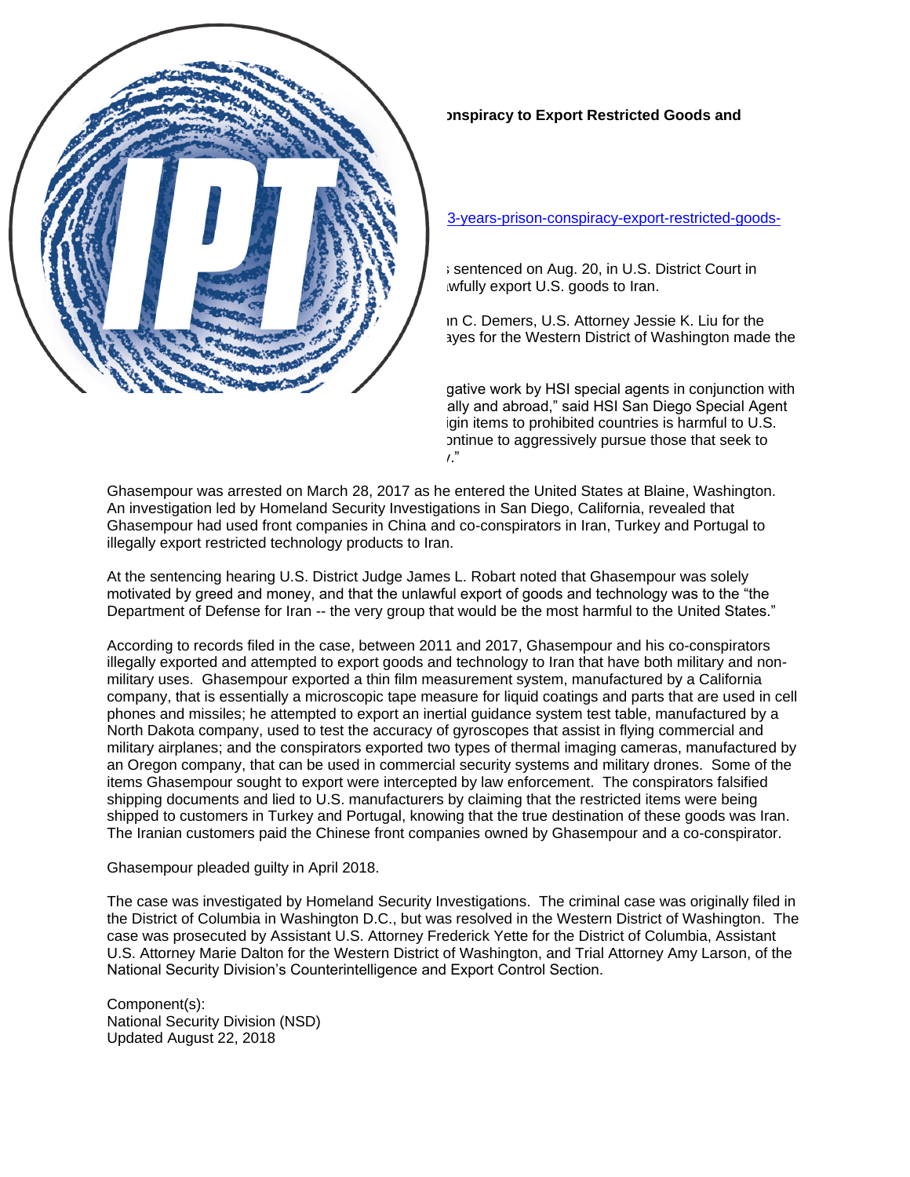**...onspiracy to Export Restricted Goods and**

3-years-prison-conspiracy-export-restricted-goods-

...s sentenced on Aug. 20, in U.S. District Court in ...wfully export U.S. goods to Iran.

...n C. Demers, U.S. Attorney Jessie K. Liu for the ...ayes for the Western District of Washington made the

...gative work by HSI special agents in conjunction with ...ally and abroad," said HSI San Diego Special Agent ...igin items to prohibited countries is harmful to U.S. ...ontinue to aggressively pursue those that seek to ...y."

Ghasempour was arrested on March 28, 2017 as he entered the United States at Blaine, Washington. An investigation led by Homeland Security Investigations in San Diego, California, revealed that Ghasempour had used front companies in China and co-conspirators in Iran, Turkey and Portugal to illegally export restricted technology products to Iran.

At the sentencing hearing U.S. District Judge James L. Robart noted that Ghasempour was solely motivated by greed and money, and that the unlawful export of goods and technology was to the "the Department of Defense for Iran -- the very group that would be the most harmful to the United States."

According to records filed in the case, between 2011 and 2017, Ghasempour and his co-conspirators illegally exported and attempted to export goods and technology to Iran that have both military and non-military uses. Ghasempour exported a thin film measurement system, manufactured by a California company, that is essentially a microscopic tape measure for liquid coatings and parts that are used in cell phones and missiles; he attempted to export an inertial guidance system test table, manufactured by a North Dakota company, used to test the accuracy of gyroscopes that assist in flying commercial and military airplanes; and the conspirators exported two types of thermal imaging cameras, manufactured by an Oregon company, that can be used in commercial security systems and military drones. Some of the items Ghasempour sought to export were intercepted by law enforcement. The conspirators falsified shipping documents and lied to U.S. manufacturers by claiming that the restricted items were being shipped to customers in Turkey and Portugal, knowing that the true destination of these goods was Iran. The Iranian customers paid the Chinese front companies owned by Ghasempour and a co-conspirator.

Ghasempour pleaded guilty in April 2018.

The case was investigated by Homeland Security Investigations. The criminal case was originally filed in the District of Columbia in Washington D.C., but was resolved in the Western District of Washington. The case was prosecuted by Assistant U.S. Attorney Frederick Yette for the District of Columbia, Assistant U.S. Attorney Marie Dalton for the Western District of Washington, and Trial Attorney Amy Larson, of the National Security Division's Counterintelligence and Export Control Section.

Component(s):
National Security Division (NSD)
Updated August 22, 2018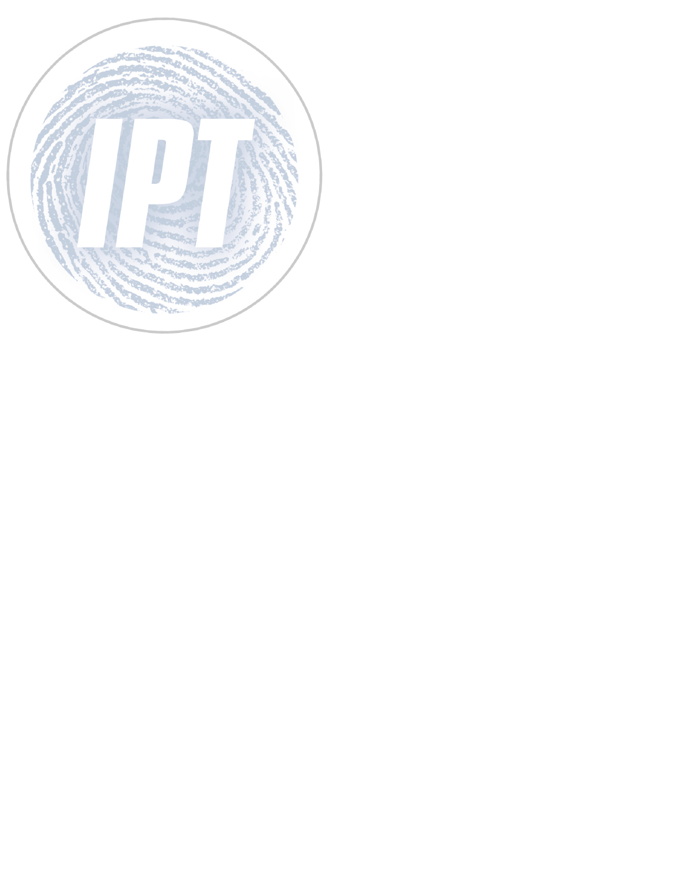IPT